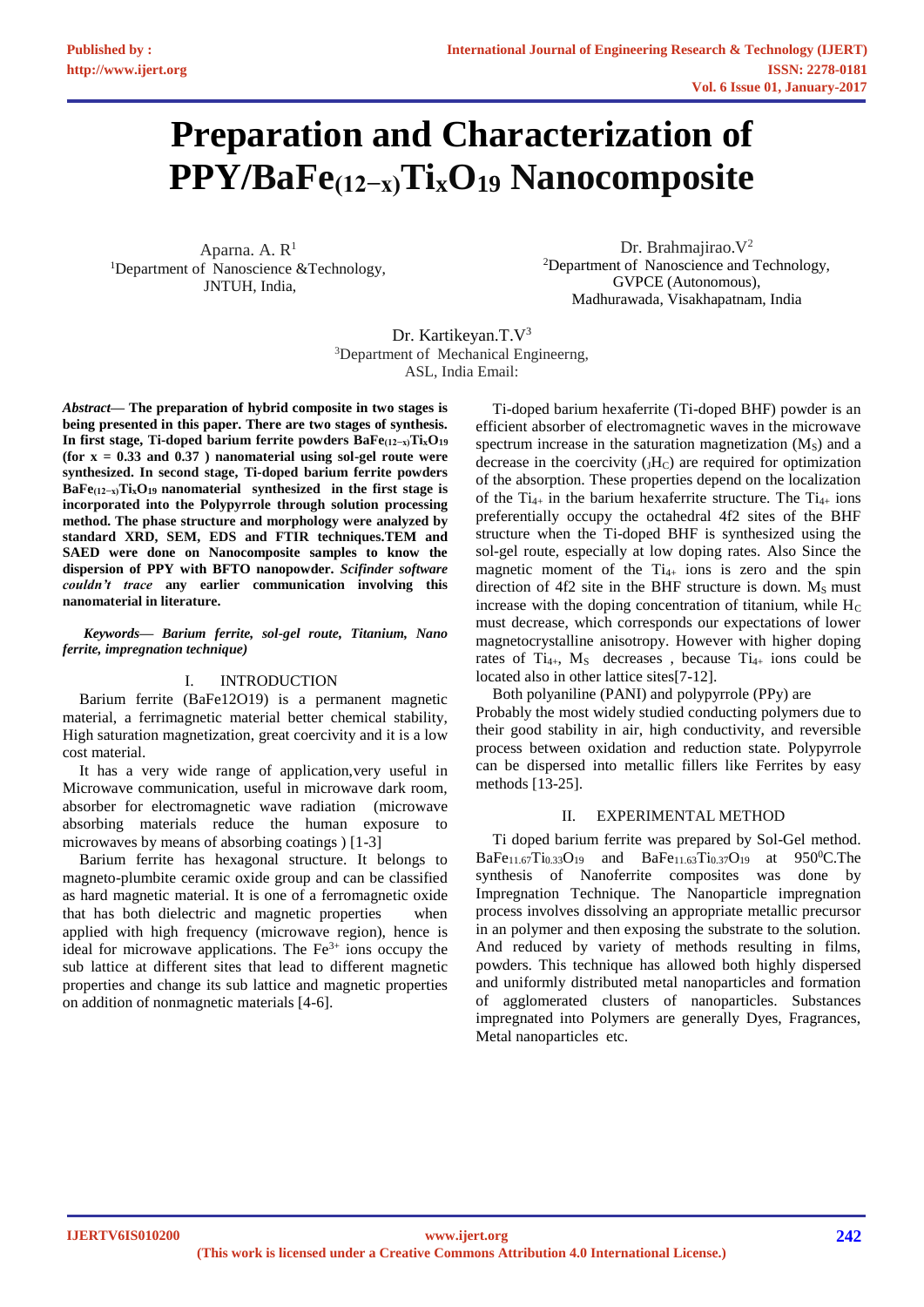# Preparation and Characterization of $PPY/BaFe_{(12-x)}Ti_xO_{19}$ Nanocomposite

Aparna. A. R[1]
[1]Department of Nanoscience &Technology, JNTUH, India,

Dr. Brahmajirao.V[2]
[2]Department of Nanoscience and Technology, GVPCE (Autonomous), Madhurawada, Visakhapatnam, India

Dr. Kartikeyan.T.V[3]
[3]Department of Mechanical Engineerng, ASL, India Email:

***Abstract*— The preparation of hybrid composite in two stages is being presented in this paper. There are two stages of synthesis. In first stage, Ti-doped barium ferrite powders $BaFe_{(12-x)}Ti_xO_{19}$ (for x = 0.33 and 0.37 ) nanomaterial using sol-gel route were synthesized. In second stage, Ti-doped barium ferrite powders $BaFe_{(12-x)}Ti_xO_{19}$ nanomaterial synthesized in the first stage is incorporated into the Polypyrrole through solution processing method. The phase structure and morphology were analyzed by standard XRD, SEM, EDS and FTIR techniques.TEM and SAED were done on Nanocomposite samples to know the dispersion of PPY with BFTO nanopowder. *Scifinder software couldn't trace* any earlier communication involving this nanomaterial in literature.**

***Keywords— Barium ferrite, sol-gel route, Titanium, Nano ferrite, impregnation technique)***

## I. INTRODUCTION

Barium ferrite (BaFe12O19) is a permanent magnetic material, a ferrimagnetic material better chemical stability, High saturation magnetization, great coercivity and it is a low cost material.

It has a very wide range of application,very useful in Microwave communication, useful in microwave dark room, absorber for electromagnetic wave radiation (microwave absorbing materials reduce the human exposure to microwaves by means of absorbing coatings ) [1-3]

Barium ferrite has hexagonal structure. It belongs to magneto-plumbite ceramic oxide group and can be classified as hard magnetic material. It is one of a ferromagnetic oxide that has both dielectric and magnetic properties when applied with high frequency (microwave region), hence is ideal for microwave applications. The $Fe^{3+}$ ions occupy the sub lattice at different sites that lead to different magnetic properties and change its sub lattice and magnetic properties on addition of nonmagnetic materials [4-6].

Ti-doped barium hexaferrite (Ti-doped BHF) powder is an efficient absorber of electromagnetic waves in the microwave spectrum increase in the saturation magnetization ($M_S$) and a decrease in the coercivity ($_JH_C$) are required for optimization of the absorption. These properties depend on the localization of the $Ti_{4+}$ in the barium hexaferrite structure. The $Ti_{4+}$ ions preferentially occupy the octahedral 4f2 sites of the BHF structure when the Ti-doped BHF is synthesized using the sol-gel route, especially at low doping rates. Also Since the magnetic moment of the $Ti_{4+}$ ions is zero and the spin direction of 4f2 site in the BHF structure is down. $M_S$ must increase with the doping concentration of titanium, while $H_C$ must decrease, which corresponds our expectations of lower magnetocrystalline anisotropy. However with higher doping rates of $Ti_{4+}$, $M_S$ decreases , because $Ti_{4+}$ ions could be located also in other lattice sites[7-12].

Both polyaniline (PANI) and polypyrrole (PPy) are Probably the most widely studied conducting polymers due to their good stability in air, high conductivity, and reversible process between oxidation and reduction state. Polypyrrole can be dispersed into metallic fillers like Ferrites by easy methods [13-25].

## II. EXPERIMENTAL METHOD

Ti doped barium ferrite was prepared by Sol-Gel method. $BaFe_{11.67}Ti_{0.33}O_{19}$ and $BaFe_{11.63}Ti_{0.37}O_{19}$ at $950^0C$.The synthesis of Nanoferrite composites was done by Impregnation Technique. The Nanoparticle impregnation process involves dissolving an appropriate metallic precursor in an polymer and then exposing the substrate to the solution. And reduced by variety of methods resulting in films, powders. This technique has allowed both highly dispersed and uniformly distributed metal nanoparticles and formation of agglomerated clusters of nanoparticles. Substances impregnated into Polymers are generally Dyes, Fragrances, Metal nanoparticles etc.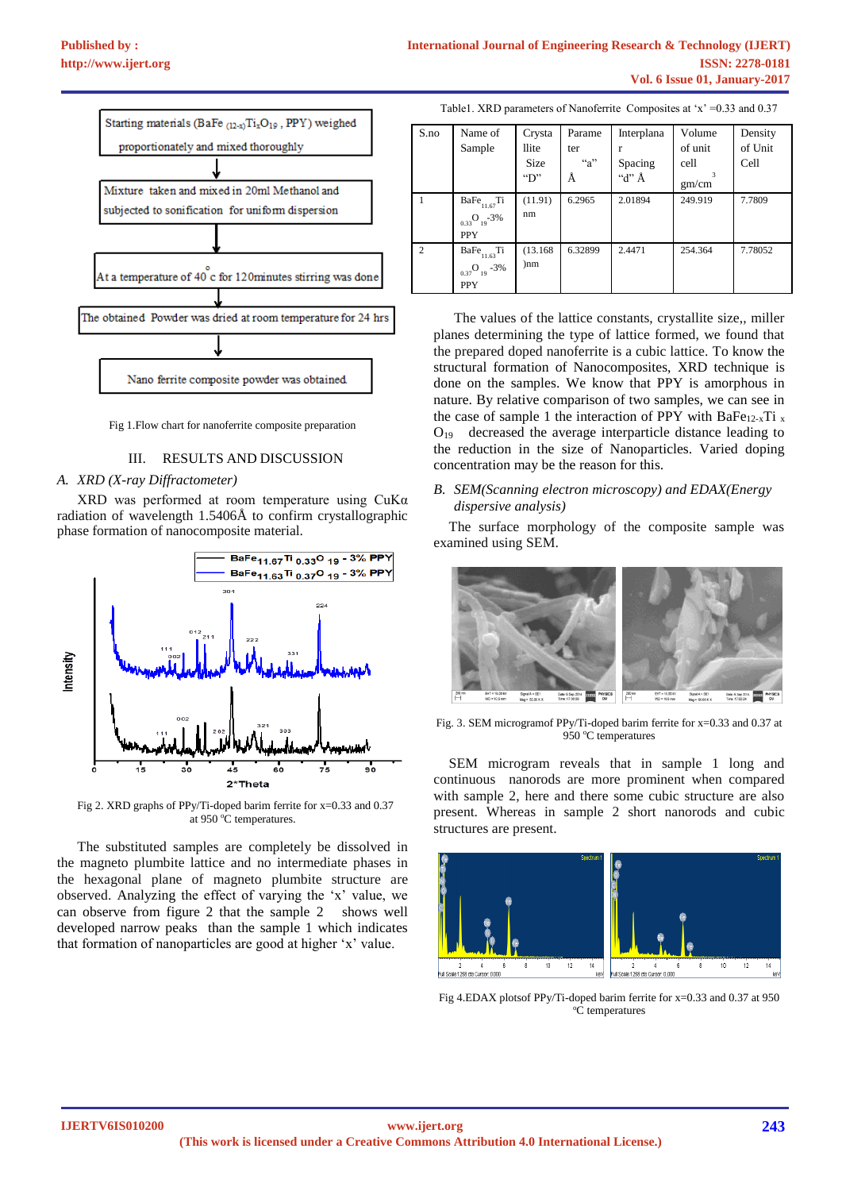Starting materials ($BaFe_{(12-x)}Ti_xO_{19}$ , PPY) weighed proportionately and mixed thoroughly

↓

Mixture taken and mixed in 20ml Methanol and subjected to sonification for uniform dispersion

↓

At a temperature of 40 °c for 120minutes stirring was done

↓

The obtained Powder was dried at room temperature for 24 hrs

↓

Nano ferrite composite powder was obtained

Fig 1.Flow chart for nanoferrite composite preparation

## III. RESULTS AND DISCUSSION

### *A. XRD (X-ray Diffractometer)*

XRD was performed at room temperature using CuKα radiation of wavelength 1.5406Å to confirm crystallographic phase formation of nanocomposite material.

$BaFe_{11.67}Ti_{0.33}O_{19}$ - 3% PPY
$BaFe_{11.63}Ti_{0.37}O_{19}$ - 3% PPY
Intensity
301
224
012
211
111
002
222
331
002
111
202
321
303
0 15 30 45 60 75 90
2*Theta

Fig 2. XRD graphs of PPy/Ti-doped barim ferrite for x=0.33 and 0.37 at 950 °C temperatures.

The substituted samples are completely be dissolved in the magneto plumbite lattice and no intermediate phases in the hexagonal plane of magneto plumbite structure are observed. Analyzing the effect of varying the 'x' value, we can observe from figure 2 that the sample 2 shows well developed narrow peaks than the sample 1 which indicates that formation of nanoparticles are good at higher 'x' value.

Table1. XRD parameters of Nanoferrite Composites at 'x' =0.33 and 0.37

| S.no | Name of Sample | Crystallite Size "D" | Parameter "a" Å | Interplanar Spacing "d" Å | Volume of unit cell gm/cm$^3$ | Density of Unit Cell |
|---|---|---|---|---|---|---|
| 1 | $BaFe_{11.67}Ti_{0.33}O_{19}$-3% PPY | (11.91) nm | 6.2965 | 2.01894 | 249.919 | 7.7809 |
| 2 | $BaFe_{11.63}Ti_{0.37}O_{19}$-3% PPY | (13.168 )nm | 6.32899 | 2.4471 | 254.364 | 7.78052 |

The values of the lattice constants, crystallite size,, miller planes determining the type of lattice formed, we found that the prepared doped nanoferrite is a cubic lattice. To know the structural formation of Nanocomposites, XRD technique is done on the samples. We know that PPY is amorphous in nature. By relative comparison of two samples, we can see in the case of sample 1 the interaction of PPY with $BaFe_{12-x}Ti_x O_{19}$ decreased the average interparticle distance leading to the reduction in the size of Nanoparticles. Varied doping concentration may be the reason for this.

### *B. SEM(Scanning electron microscopy) and EDAX(Energy dispersive analysis)*

The surface morphology of the composite sample was examined using SEM.

Fig. 3. SEM microgramof PPy/Ti-doped barim ferrite for x=0.33 and 0.37 at 950 °C temperatures

SEM microgram reveals that in sample 1 long and continuous nanorods are more prominent when compared with sample 2, here and there some cubic structure are also present. Whereas in sample 2 short nanorods and cubic structures are present.

Fig 4.EDAX plotsof PPy/Ti-doped barim ferrite for x=0.33 and 0.37 at 950 °C temperatures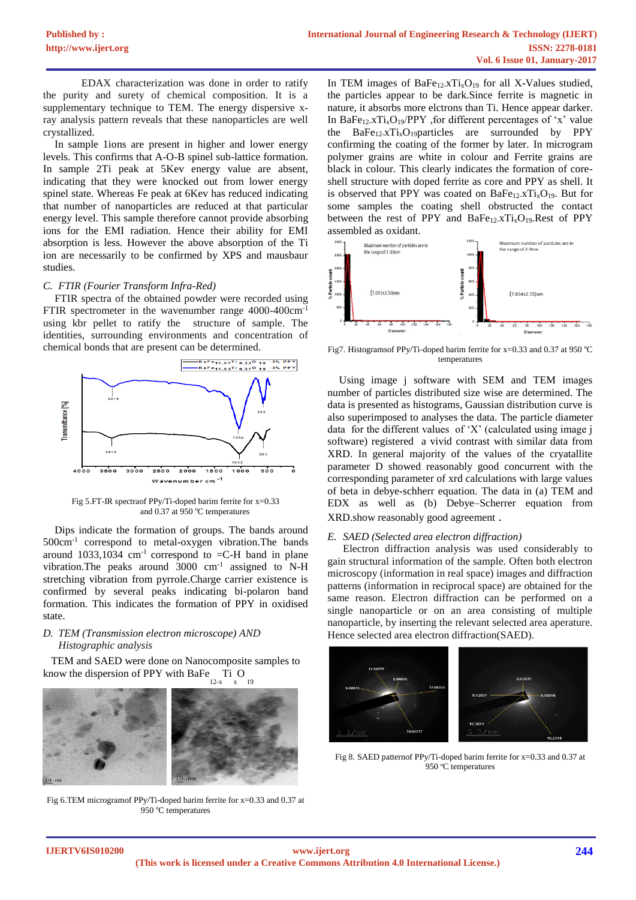EDAX characterization was done in order to ratify the purity and surety of chemical composition. It is a supplementary technique to TEM. The energy dispersive x-ray analysis pattern reveals that these nanoparticles are well crystallized.

In sample 1ions are present in higher and lower energy levels. This confirms that A-O-B spinel sub-lattice formation. In sample 2Ti peak at 5Kev energy value are absent, indicating that they were knocked out from lower energy spinel state. Whereas Fe peak at 6Kev has reduced indicating that number of nanoparticles are reduced at that particular energy level. This sample therefore cannot provide absorbing ions for the EMI radiation. Hence their ability for EMI absorption is less. However the above absorption of the Ti ion are necessarily to be confirmed by XPS and mausbaur studies.

### C. FTIR (Fourier Transform Infra-Red)

FTIR spectra of the obtained powder were recorded using FTIR spectrometer in the wavenumber range 4000-400cm$^{-1}$ using kbr pellet to ratify the structure of sample. The identities, surrounding environments and concentration of chemical bonds that are present can be determined.

$BaFe_{11.67}Ti_{0.33}O_{19}$ 3% PPY
$BaFe_{11.63}Ti_{0.37}O_{19}$ 3% PPY
Transmittance [%]
3419
1034
583
3419
1033
583
4000 3500 3000 2500 2000 1500 1000 500 0
Wavenumber cm$^{-1}$

Fig 5.FT-IR spectraof PPy/Ti-doped barim ferrite for x=0.33 and 0.37 at 950 °C temperatures

Dips indicate the formation of groups. The bands around 500cm$^{-1}$ correspond to metal-oxygen vibration.The bands around 1033,1034 cm$^{-1}$ correspond to =C-H band in plane vibration.The peaks around 3000 cm$^{-1}$ assigned to N-H stretching vibration from pyrrole.Charge carrier existence is confirmed by several peaks indicating bi-polaron band formation. This indicates the formation of PPY in oxidised state.

### D. TEM (Transmission electron microscope) AND Histographic analysis

TEM and SAED were done on Nanocomposite samples to know the dispersion of PPY with $BaFe_{12-x}Ti_xO_{19}$

10 nm
10 nm

Fig 6.TEM microgramof PPy/Ti-doped barim ferrite for x=0.33 and 0.37 at 950 °C temperatures

In TEM images of $BaFe_{12}$.x$Ti_xO_{19}$ for all X-Values studied, the particles appear to be dark.Since ferrite is magnetic in nature, it absorbs more elctrons than Ti. Hence appear darker. In $BaFe_{12}$.x$Ti_xO_{19}$/PPY ,for different percentages of 'x' value the $BaFe_{12}$-x$Ti_xO_{19}$particles are surrounded by PPY confirming the coating of the former by later. In microgram polymer grains are white in colour and Ferrite grains are black in colour. This clearly indicates the formation of core-shell structure with doped ferrite as core and PPY as shell. It is observed that PPY was coated on $BaFe_{12}$.x$Ti_xO_{19}$. But for some samples the coating shell obstructed the contact between the rest of PPY and $BaFe_{12}$.x$Ti_xO_{19}$.Rest of PPY assembled as oxidant.

Maximum number of particles are in the range of 1-10nm
% Particle count
(7.091±2.50)nm
Diameter

Maximum number of particles are in the range of 2-9nm
% Particle count
(7.834±2.55)nm
Diameter

Fig7. Histogramsof PPy/Ti-doped barim ferrite for x=0.33 and 0.37 at 950 °C temperatures

Using image j software with SEM and TEM images number of particles distributed size wise are determined. The data is presented as histograms, Gaussian distribution curve is also superimposed to analyses the data. The particle diameter data for the different values of 'X' (calculated using image j software) registered a vivid contrast with similar data from XRD. In general majority of the values of the cryatallite parameter D showed reasonably good concurrent with the corresponding parameter of xrd calculations with large values of beta in debye-schherr equation. The data in (a) TEM and EDX as well as (b) Debye–Scherrer equation from XRD.show reasonably good agreement .

### E. SAED (Selected area electron diffraction)

Electron diffraction analysis was used considerably to gain structural information of the sample. Often both electron microscopy (information in real space) images and diffraction patterns (information in reciprocal space) are obtained for the same reason. Electron diffraction can be performed on a single nanoparticle or on an area consisting of multiple nanoparticle, by inserting the relevant selected area aperature. Hence selected area electron diffraction(SAED).

11.52777
6.99074
9.49074
17.08333
14.02777
5 1/nm

6.62037
9.12037
5.18518
12.3611
15.2314
5 1/nm

Fig 8. SAED patternof PPy/Ti-doped barim ferrite for x=0.33 and 0.37 at 950 °C temperatures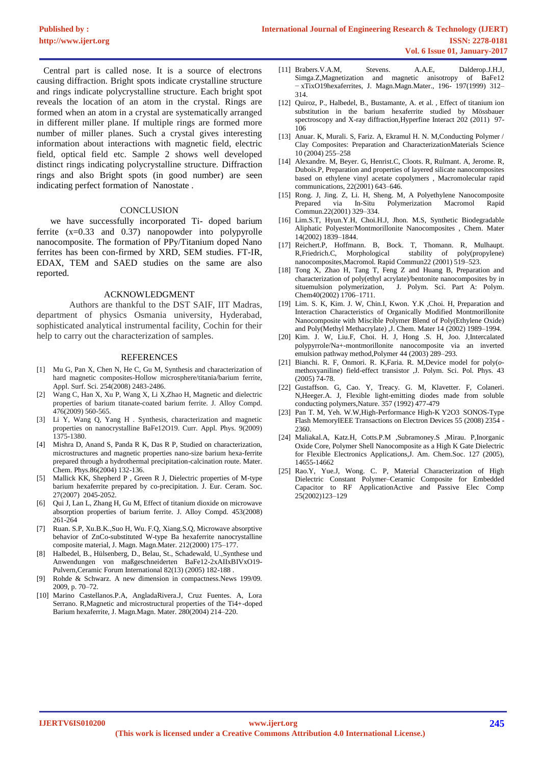Central part is called nose. It is a source of electrons causing diffraction. Bright spots indicate crystalline structure and rings indicate polycrystalline structure. Each bright spot reveals the location of an atom in the crystal. Rings are formed when an atom in a crystal are systematically arranged in different miller plane. If multiple rings are formed more number of miller planes. Such a crystal gives interesting information about interactions with magnetic field, electric field, optical field etc. Sample 2 shows well developed distinct rings indicating polycrystalline structure. Diffraction rings and also Bright spots (in good number) are seen indicating perfect formation of Nanostate .

## CONCLUSION

we have successfully incorporated Ti- doped barium ferrite (x=0.33 and 0.37) nanopowder into polypyrrole nanocomposite. The formation of PPy/Titanium doped Nano ferrites has been con-firmed by XRD, SEM studies. FT-IR, EDAX, TEM and SAED studies on the same are also reported.

## ACKNOWLEDGMENT

Authors are thankful to the DST SAIF, IIT Madras, department of physics Osmania university, Hyderabad, sophisticated analytical instrumental facility, Cochin for their help to carry out the characterization of samples.

## REFERENCES

[1] Mu G, Pan X, Chen N, He C, Gu M, Synthesis and characterization of hard magnetic composites-Hollow microsphere/titania/barium ferrite, Appl. Surf. Sci. 254(2008) 2483-2486.

[2] Wang C, Han X, Xu P, Wang X, Li X,Zhao H, Magnetic and dielectric properties of barium titanate-coated barium ferrite. J. Alloy Compd. 476(2009) 560-565.

[3] Li Y, Wang Q, Yang H . Synthesis, characterization and magnetic properties on nanocrystalline BaFe12O19. Curr. Appl. Phys. 9(2009) 1375-1380.

[4] Mishra D, Anand S, Panda R K, Das R P, Studied on characterization, microstructures and magnetic properties nano-size barium hexa-ferrite prepared through a hydrothermal precipitation-calcination route. Mater. Chem. Phys.86(2004) 132-136.

[5] Mallick KK, Shepherd P , Green R J, Dielectric properties of M-type barium hexaferrite prepared by co-precipitation. J. Eur. Ceram. Soc. 27(2007) 2045-2052.

[6] Qui J, Lan L, Zhang H, Gu M, Effect of titanium dioxide on microwave absorption properties of barium ferrite. J. Alloy Compd. 453(2008) 261-264

[7] Ruan. S.P, Xu.B.K.,Suo H, Wu. F.Q, Xiang.S.Q, Microwave absorptive behavior of ZnCo-substituted W-type Ba hexaferrite nanocrystalline composite material, J. Magn. Magn.Mater. 212(2000) 175–177.

[8] Halbedel, B., Hülsenberg, D., Belau, St., Schadewald, U.,Synthese und Anwendungen von maßgeschneiderten BaFe12-2xAIIxBIVxO19-Pulvern,Ceramic Forum International 82(13) (2005) 182-188 .

[9] Rohde & Schwarz. A new dimension in compactness.News 199/09. 2009, p. 70–72.

[10] Marino Castellanos.P.A, AngladaRivera.J, Cruz Fuentes. A, Lora Serrano. R,Magnetic and microstructural properties of the Ti4+-doped Barium hexaferrite, J. Magn.Magn. Mater. 280(2004) 214–220.

[11] Brabers.V.A.M, Stevens. A.A.E, Dalderop.J.H.J, Simga.Z,Magnetization and magnetic anisotropy of BaFe12 – xTixO19hexaferrites, J. Magn.Magn.Mater., 196- 197(1999) 312–314.

[12] Quiroz, P., Halbedel, B., Bustamante, A. et al. , Effect of titanium ion substitution in the barium hexaferrite studied by Mössbauer spectroscopy and X-ray diffraction,Hyperfine Interact 202 (2011) 97-106

[13] Anuar. K, Murali. S, Fariz. A, Ekramul H. N. M,Conducting Polymer / Clay Composites: Preparation and CharacterizationMaterials Science 10 (2004) 255–258

[14] Alexandre. M, Beyer. G, Henrist.C, Cloots. R, Rulmant. A, Jerome. R, Dubois.P, Preparation and properties of layered silicate nanocomposites based on ethylene vinyl acetate copolymers , Macromolecular rapid communications, 22(2001) 643–646.

[15] Rong. J, Jing. Z, Li. H, Sheng. M, A Polyethylene Nanocomposite Prepared via In-Situ Polymerization Macromol Rapid Commun.22(2001) 329–334.

[16] Lim.S.T, Hyun.Y.H, Choi.H.J, Jhon. M.S, Synthetic Biodegradable Aliphatic Polyester/Montmorillonite Nanocomposites , Chem. Mater 14(2002) 1839–1844.

[17] Reichert.P, Hoffmann. B, Bock. T, Thomann. R, Mulhaupt. R,Friedrich.C, Morphological stability of poly(propylene) nanocomposites,Macromol. Rapid Commun22 (2001) 519–523.

[18] Tong X, Zhao H, Tang T, Feng Z and Huang B, Preparation and characterization of poly(ethyl acrylate)/bentonite nanocomposites by in situemulsion polymerization, J. Polym. Sci. Part A: Polym. Chem40(2002) 1706–1711.

[19] Lim. S. K, Kim. J. W, Chin.I, Kwon. Y.K ,Choi. H, Preparation and Interaction Characteristics of Organically Modified Montmorillonite Nanocomposite with Miscible Polymer Blend of Poly(Ethylene Oxide) and Poly(Methyl Methacrylate) ,J. Chem. Mater 14 (2002) 1989–1994.

[20] Kim. J. W, Liu.F, Choi. H. J, Hong .S. H, Joo. J,Intercalated polypyrrole/Na+-montmorillonite nanocomposite via an inverted emulsion pathway method,Polymer 44 (2003) 289–293.

[21] Bianchi. R. F, Onmori. R. K,Faria. R. M,Device model for poly(o-methoxyaniline) field-effect transistor ,J. Polym. Sci. Pol. Phys. 43 (2005) 74-78.

[22] Gustaffson. G, Cao. Y, Treacy. G. M, Klavetter. F, Colaneri. N,Heeger.A. J, Flexible light-emitting diodes made from soluble conducting polymers,Nature. 357 (1992) 477-479

[23] Pan T. M, Yeh. W.W,High-Performance High-K Y2O3 SONOS-Type Flash MemoryIEEE Transactions on Electron Devices 55 (2008) 2354 - 2360.

[24] Maliakal.A, Katz.H, Cotts.P.M ,Subramoney.S ,Mirau. P,Inorganic Oxide Core, Polymer Shell Nanocomposite as a High K Gate Dielectric for Flexible Electronics Applications,J. Am. Chem.Soc. 127 (2005), 14655-14662

[25] Rao.Y, Yue.J, Wong. C. P, Material Characterization of High Dielectric Constant Polymer–Ceramic Composite for Embedded Capacitor to RF ApplicationActive and Passive Elec Comp 25(2002)123–129